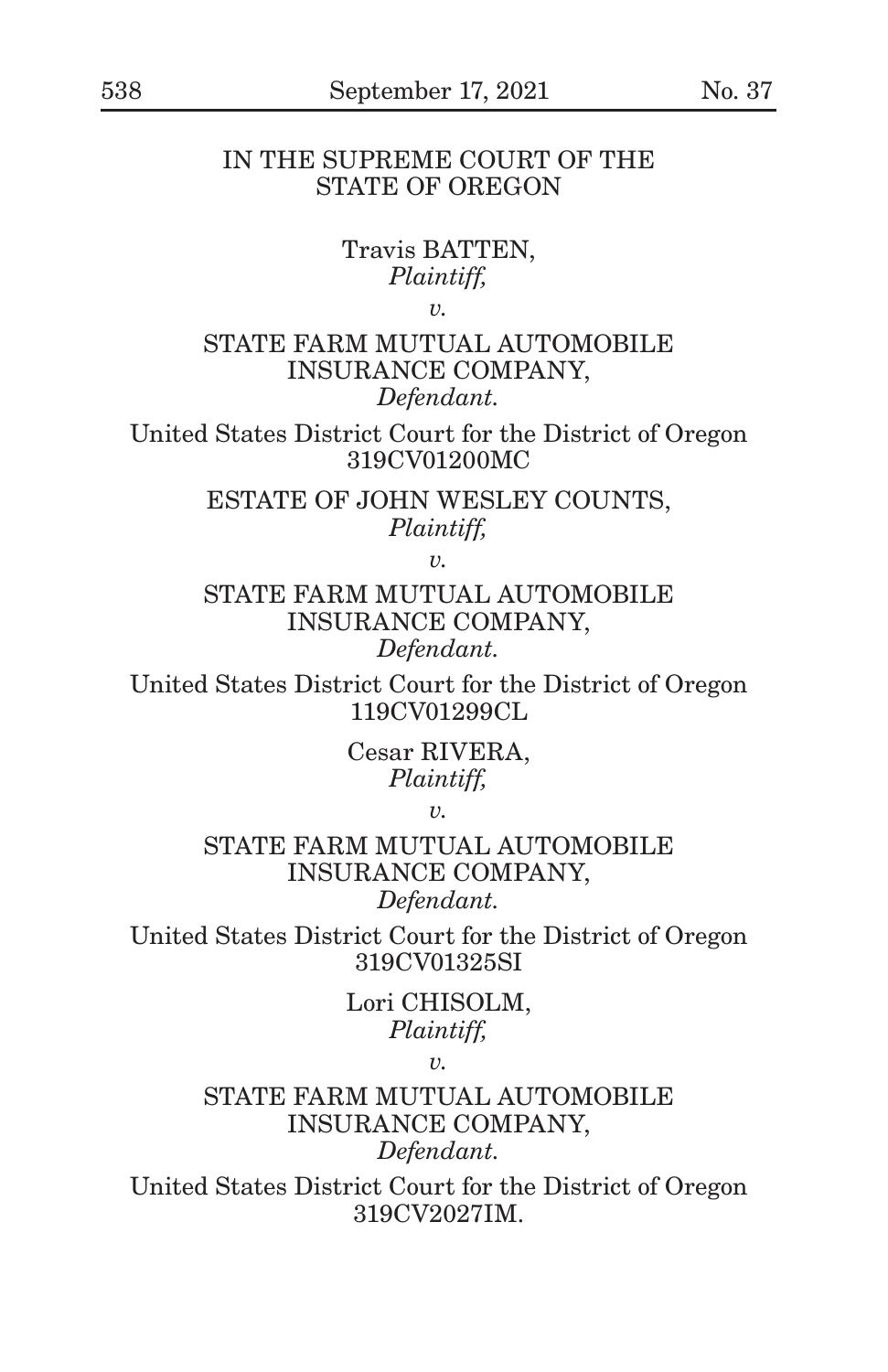IN THE SUPREME COURT OF THE STATE OF OREGON

Travis BATTEN,
*Plaintiff,*

*v.*

STATE FARM MUTUAL AUTOMOBILE INSURANCE COMPANY,
*Defendant.*

United States District Court for the District of Oregon
319CV01200MC

ESTATE OF JOHN WESLEY COUNTS,
*Plaintiff,*

*v.*

STATE FARM MUTUAL AUTOMOBILE INSURANCE COMPANY,
*Defendant.*

United States District Court for the District of Oregon
119CV01299CL

Cesar RIVERA,
*Plaintiff,*

*v.*

STATE FARM MUTUAL AUTOMOBILE INSURANCE COMPANY,
*Defendant.*

United States District Court for the District of Oregon
319CV01325SI

Lori CHISOLM,
*Plaintiff,*

*v.*

STATE FARM MUTUAL AUTOMOBILE INSURANCE COMPANY,
*Defendant.*

United States District Court for the District of Oregon
319CV2027IM.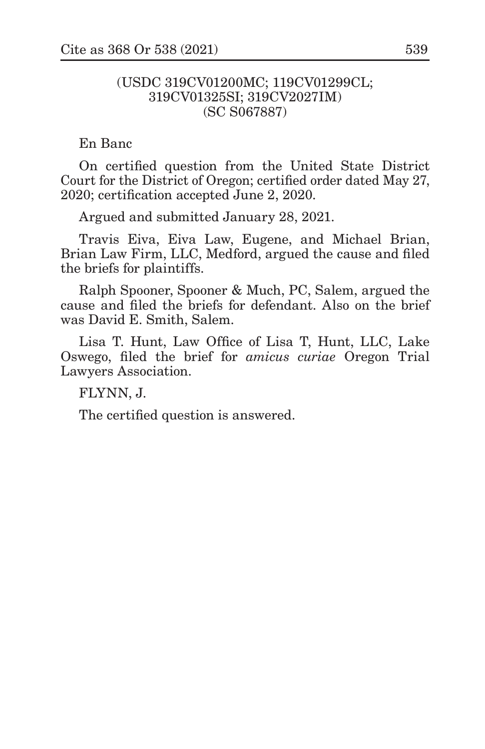(USDC 319CV01200MC; 119CV01299CL; 319CV01325SI; 319CV2027IM)
(SC S067887)

En Banc

On certified question from the United State District Court for the District of Oregon; certified order dated May 27, 2020; certification accepted June 2, 2020.

Argued and submitted January 28, 2021.

Travis Eiva, Eiva Law, Eugene, and Michael Brian, Brian Law Firm, LLC, Medford, argued the cause and filed the briefs for plaintiffs.

Ralph Spooner, Spooner & Much, PC, Salem, argued the cause and filed the briefs for defendant. Also on the brief was David E. Smith, Salem.

Lisa T. Hunt, Law Office of Lisa T, Hunt, LLC, Lake Oswego, filed the brief for *amicus curiae* Oregon Trial Lawyers Association.

FLYNN, J.

The certified question is answered.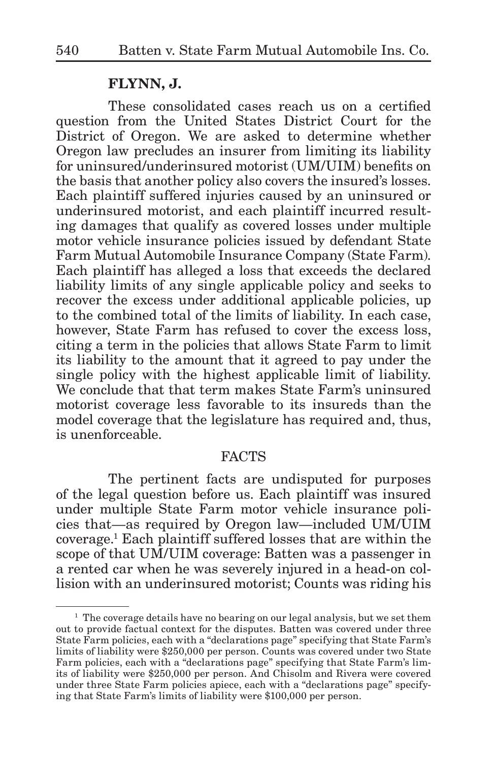**FLYNN, J.**

These consolidated cases reach us on a certified question from the United States District Court for the District of Oregon. We are asked to determine whether Oregon law precludes an insurer from limiting its liability for uninsured/underinsured motorist (UM/UIM) benefits on the basis that another policy also covers the insured's losses. Each plaintiff suffered injuries caused by an uninsured or underinsured motorist, and each plaintiff incurred resulting damages that qualify as covered losses under multiple motor vehicle insurance policies issued by defendant State Farm Mutual Automobile Insurance Company (State Farm). Each plaintiff has alleged a loss that exceeds the declared liability limits of any single applicable policy and seeks to recover the excess under additional applicable policies, up to the combined total of the limits of liability. In each case, however, State Farm has refused to cover the excess loss, citing a term in the policies that allows State Farm to limit its liability to the amount that it agreed to pay under the single policy with the highest applicable limit of liability. We conclude that that term makes State Farm's uninsured motorist coverage less favorable to its insureds than the model coverage that the legislature has required and, thus, is unenforceable.

## FACTS

The pertinent facts are undisputed for purposes of the legal question before us. Each plaintiff was insured under multiple State Farm motor vehicle insurance policies that—as required by Oregon law—included UM/UIM coverage.[1] Each plaintiff suffered losses that are within the scope of that UM/UIM coverage: Batten was a passenger in a rented car when he was severely injured in a head-on collision with an underinsured motorist; Counts was riding his

---

[1] The coverage details have no bearing on our legal analysis, but we set them out to provide factual context for the disputes. Batten was covered under three State Farm policies, each with a "declarations page" specifying that State Farm's limits of liability were \$250,000 per person. Counts was covered under two State Farm policies, each with a "declarations page" specifying that State Farm's limits of liability were \$250,000 per person. And Chisolm and Rivera were covered under three State Farm policies apiece, each with a "declarations page" specifying that State Farm's limits of liability were \$100,000 per person.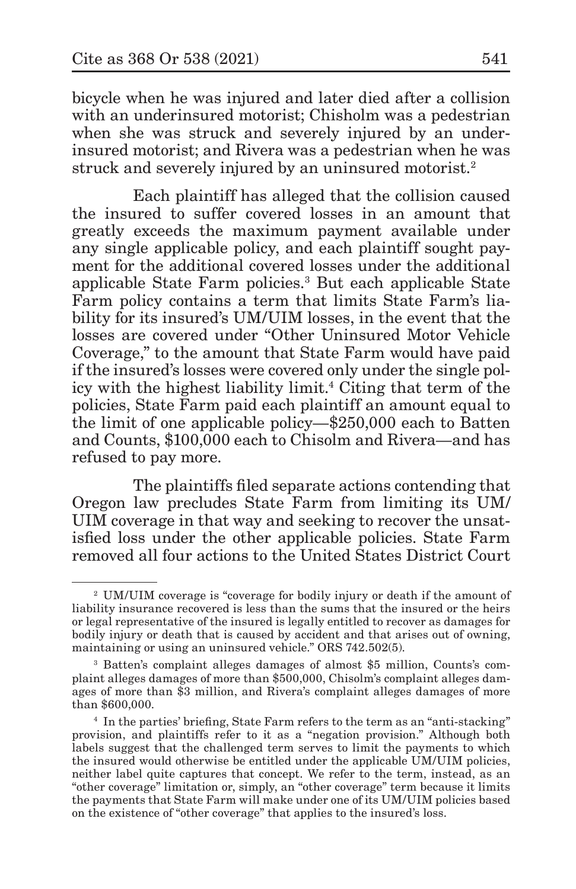bicycle when he was injured and later died after a collision with an underinsured motorist; Chisholm was a pedestrian when she was struck and severely injured by an underinsured motorist; and Rivera was a pedestrian when he was struck and severely injured by an uninsured motorist.[2]

Each plaintiff has alleged that the collision caused the insured to suffer covered losses in an amount that greatly exceeds the maximum payment available under any single applicable policy, and each plaintiff sought payment for the additional covered losses under the additional applicable State Farm policies.[3] But each applicable State Farm policy contains a term that limits State Farm's liability for its insured's UM/UIM losses, in the event that the losses are covered under "Other Uninsured Motor Vehicle Coverage," to the amount that State Farm would have paid if the insured's losses were covered only under the single policy with the highest liability limit.[4] Citing that term of the policies, State Farm paid each plaintiff an amount equal to the limit of one applicable policy—$250,000 each to Batten and Counts, $100,000 each to Chisolm and Rivera—and has refused to pay more.

The plaintiffs filed separate actions contending that Oregon law precludes State Farm from limiting its UM/UIM coverage in that way and seeking to recover the unsatisfied loss under the other applicable policies. State Farm removed all four actions to the United States District Court

---

[2] UM/UIM coverage is "coverage for bodily injury or death if the amount of liability insurance recovered is less than the sums that the insured or the heirs or legal representative of the insured is legally entitled to recover as damages for bodily injury or death that is caused by accident and that arises out of owning, maintaining or using an uninsured vehicle." ORS 742.502(5).

[3] Batten's complaint alleges damages of almost $5 million, Counts's complaint alleges damages of more than $500,000, Chisolm's complaint alleges damages of more than $3 million, and Rivera's complaint alleges damages of more than $600,000.

[4] In the parties' briefing, State Farm refers to the term as an "anti-stacking" provision, and plaintiffs refer to it as a "negation provision." Although both labels suggest that the challenged term serves to limit the payments to which the insured would otherwise be entitled under the applicable UM/UIM policies, neither label quite captures that concept. We refer to the term, instead, as an "other coverage" limitation or, simply, an "other coverage" term because it limits the payments that State Farm will make under one of its UM/UIM policies based on the existence of "other coverage" that applies to the insured's loss.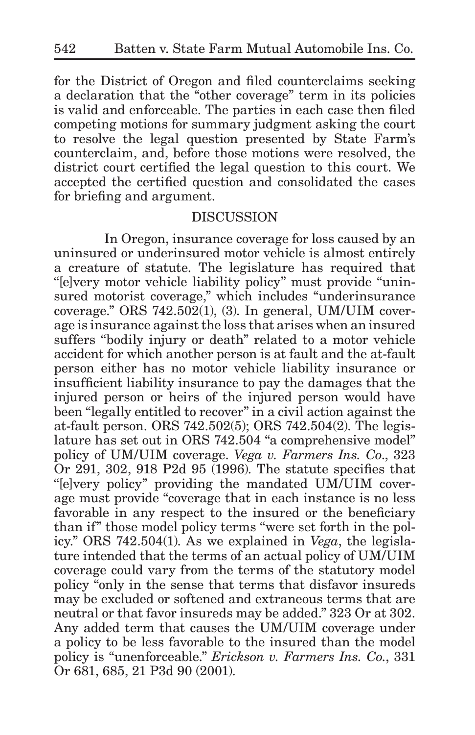for the District of Oregon and filed counterclaims seeking a declaration that the "other coverage" term in its policies is valid and enforceable. The parties in each case then filed competing motions for summary judgment asking the court to resolve the legal question presented by State Farm's counterclaim, and, before those motions were resolved, the district court certified the legal question to this court. We accepted the certified question and consolidated the cases for briefing and argument.

## DISCUSSION

In Oregon, insurance coverage for loss caused by an uninsured or underinsured motor vehicle is almost entirely a creature of statute. The legislature has required that "[e]very motor vehicle liability policy" must provide "uninsured motorist coverage," which includes "underinsurance coverage." ORS 742.502(1), (3). In general, UM/UIM coverage is insurance against the loss that arises when an insured suffers "bodily injury or death" related to a motor vehicle accident for which another person is at fault and the at-fault person either has no motor vehicle liability insurance or insufficient liability insurance to pay the damages that the injured person or heirs of the injured person would have been "legally entitled to recover" in a civil action against the at-fault person. ORS 742.502(5); ORS 742.504(2). The legislature has set out in ORS 742.504 "a comprehensive model" policy of UM/UIM coverage. *Vega v. Farmers Ins. Co.*, 323 Or 291, 302, 918 P2d 95 (1996). The statute specifies that "[e]very policy" providing the mandated UM/UIM coverage must provide "coverage that in each instance is no less favorable in any respect to the insured or the beneficiary than if" those model policy terms "were set forth in the policy." ORS 742.504(1). As we explained in *Vega*, the legislature intended that the terms of an actual policy of UM/UIM coverage could vary from the terms of the statutory model policy "only in the sense that terms that disfavor insureds may be excluded or softened and extraneous terms that are neutral or that favor insureds may be added." 323 Or at 302. Any added term that causes the UM/UIM coverage under a policy to be less favorable to the insured than the model policy is "unenforceable." *Erickson v. Farmers Ins. Co.*, 331 Or 681, 685, 21 P3d 90 (2001).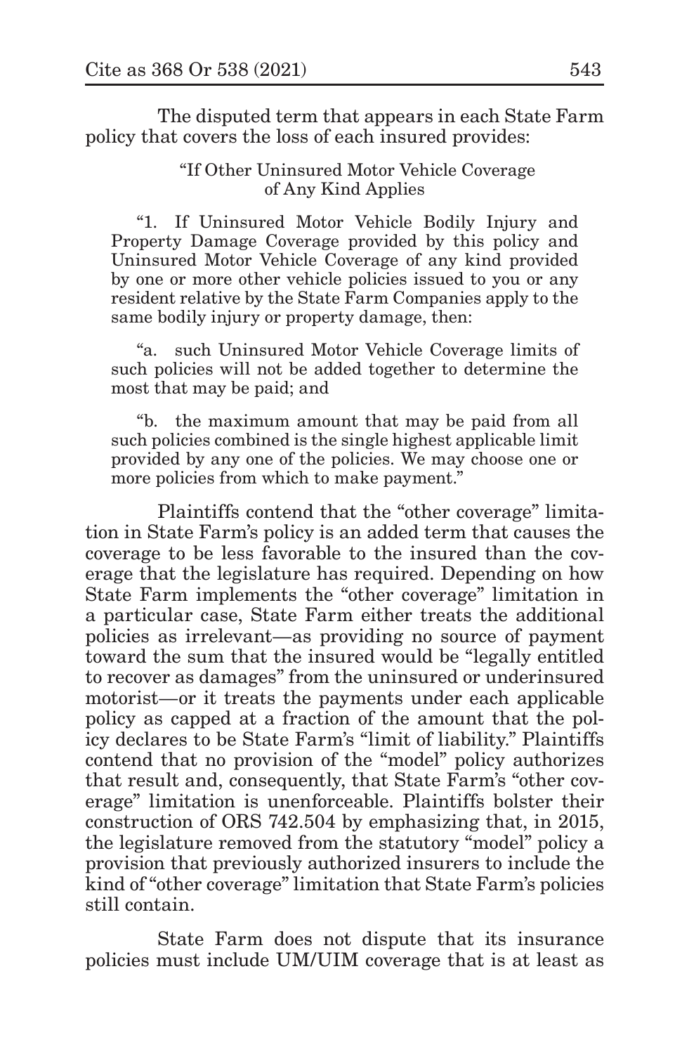The disputed term that appears in each State Farm policy that covers the loss of each insured provides:

> "If Other Uninsured Motor Vehicle Coverage of Any Kind Applies
>
> "1. If Uninsured Motor Vehicle Bodily Injury and Property Damage Coverage provided by this policy and Uninsured Motor Vehicle Coverage of any kind provided by one or more other vehicle policies issued to you or any resident relative by the State Farm Companies apply to the same bodily injury or property damage, then:
>
> "a. such Uninsured Motor Vehicle Coverage limits of such policies will not be added together to determine the most that may be paid; and
>
> "b. the maximum amount that may be paid from all such policies combined is the single highest applicable limit provided by any one of the policies. We may choose one or more policies from which to make payment."

Plaintiffs contend that the "other coverage" limitation in State Farm's policy is an added term that causes the coverage to be less favorable to the insured than the coverage that the legislature has required. Depending on how State Farm implements the "other coverage" limitation in a particular case, State Farm either treats the additional policies as irrelevant—as providing no source of payment toward the sum that the insured would be "legally entitled to recover as damages" from the uninsured or underinsured motorist—or it treats the payments under each applicable policy as capped at a fraction of the amount that the policy declares to be State Farm's "limit of liability." Plaintiffs contend that no provision of the "model" policy authorizes that result and, consequently, that State Farm's "other coverage" limitation is unenforceable. Plaintiffs bolster their construction of ORS 742.504 by emphasizing that, in 2015, the legislature removed from the statutory "model" policy a provision that previously authorized insurers to include the kind of "other coverage" limitation that State Farm's policies still contain.

State Farm does not dispute that its insurance policies must include UM/UIM coverage that is at least as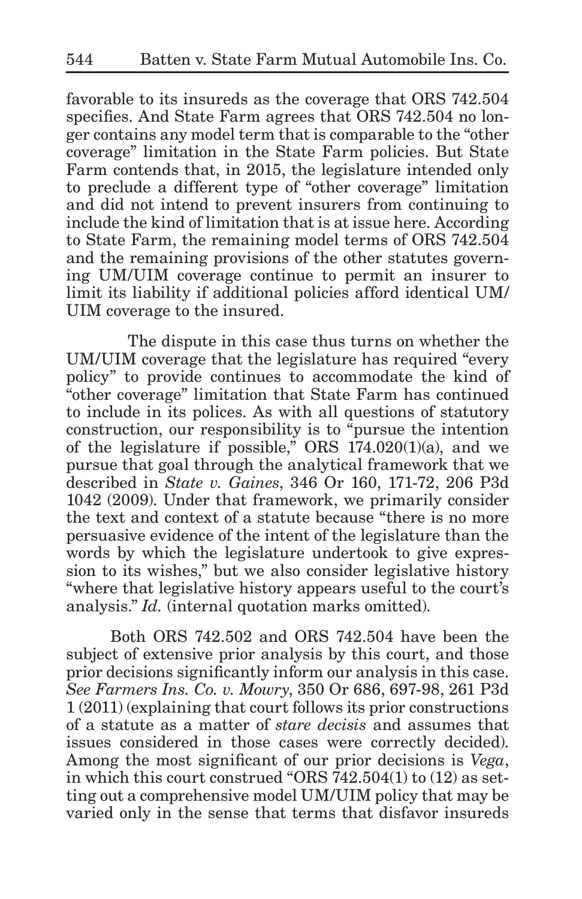favorable to its insureds as the coverage that ORS 742.504 specifies. And State Farm agrees that ORS 742.504 no longer contains any model term that is comparable to the "other coverage" limitation in the State Farm policies. But State Farm contends that, in 2015, the legislature intended only to preclude a different type of "other coverage" limitation and did not intend to prevent insurers from continuing to include the kind of limitation that is at issue here. According to State Farm, the remaining model terms of ORS 742.504 and the remaining provisions of the other statutes governing UM/UIM coverage continue to permit an insurer to limit its liability if additional policies afford identical UM/UIM coverage to the insured.

The dispute in this case thus turns on whether the UM/UIM coverage that the legislature has required "every policy" to provide continues to accommodate the kind of "other coverage" limitation that State Farm has continued to include in its polices. As with all questions of statutory construction, our responsibility is to "pursue the intention of the legislature if possible," ORS 174.020(1)(a), and we pursue that goal through the analytical framework that we described in *State v. Gaines*, 346 Or 160, 171-72, 206 P3d 1042 (2009). Under that framework, we primarily consider the text and context of a statute because "there is no more persuasive evidence of the intent of the legislature than the words by which the legislature undertook to give expression to its wishes," but we also consider legislative history "where that legislative history appears useful to the court's analysis." *Id.* (internal quotation marks omitted).

Both ORS 742.502 and ORS 742.504 have been the subject of extensive prior analysis by this court, and those prior decisions significantly inform our analysis in this case. *See Farmers Ins. Co. v. Mowry*, 350 Or 686, 697-98, 261 P3d 1 (2011) (explaining that court follows its prior constructions of a statute as a matter of *stare decisis* and assumes that issues considered in those cases were correctly decided). Among the most significant of our prior decisions is *Vega*, in which this court construed "ORS 742.504(1) to (12) as setting out a comprehensive model UM/UIM policy that may be varied only in the sense that terms that disfavor insureds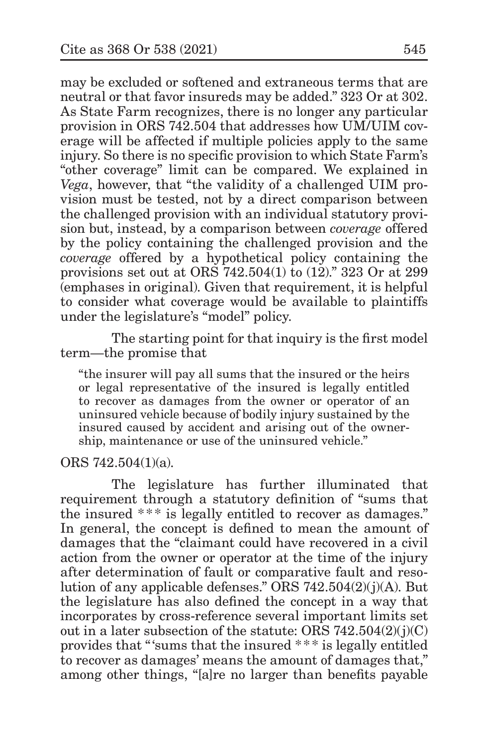may be excluded or softened and extraneous terms that are neutral or that favor insureds may be added." 323 Or at 302. As State Farm recognizes, there is no longer any particular provision in ORS 742.504 that addresses how UM/UIM coverage will be affected if multiple policies apply to the same injury. So there is no specific provision to which State Farm's "other coverage" limit can be compared. We explained in *Vega*, however, that "the validity of a challenged UIM provision must be tested, not by a direct comparison between the challenged provision with an individual statutory provision but, instead, by a comparison between *coverage* offered by the policy containing the challenged provision and the *coverage* offered by a hypothetical policy containing the provisions set out at ORS 742.504(1) to (12)." 323 Or at 299 (emphases in original). Given that requirement, it is helpful to consider what coverage would be available to plaintiffs under the legislature's "model" policy.

The starting point for that inquiry is the first model term—the promise that

> "the insurer will pay all sums that the insured or the heirs or legal representative of the insured is legally entitled to recover as damages from the owner or operator of an uninsured vehicle because of bodily injury sustained by the insured caused by accident and arising out of the ownership, maintenance or use of the uninsured vehicle."

ORS 742.504(1)(a).

The legislature has further illuminated that requirement through a statutory definition of "sums that the insured *** is legally entitled to recover as damages." In general, the concept is defined to mean the amount of damages that the "claimant could have recovered in a civil action from the owner or operator at the time of the injury after determination of fault or comparative fault and resolution of any applicable defenses." ORS 742.504(2)(j)(A). But the legislature has also defined the concept in a way that incorporates by cross-reference several important limits set out in a later subsection of the statute: ORS 742.504(2)(j)(C) provides that "'sums that the insured *** is legally entitled to recover as damages' means the amount of damages that," among other things, "[a]re no larger than benefits payable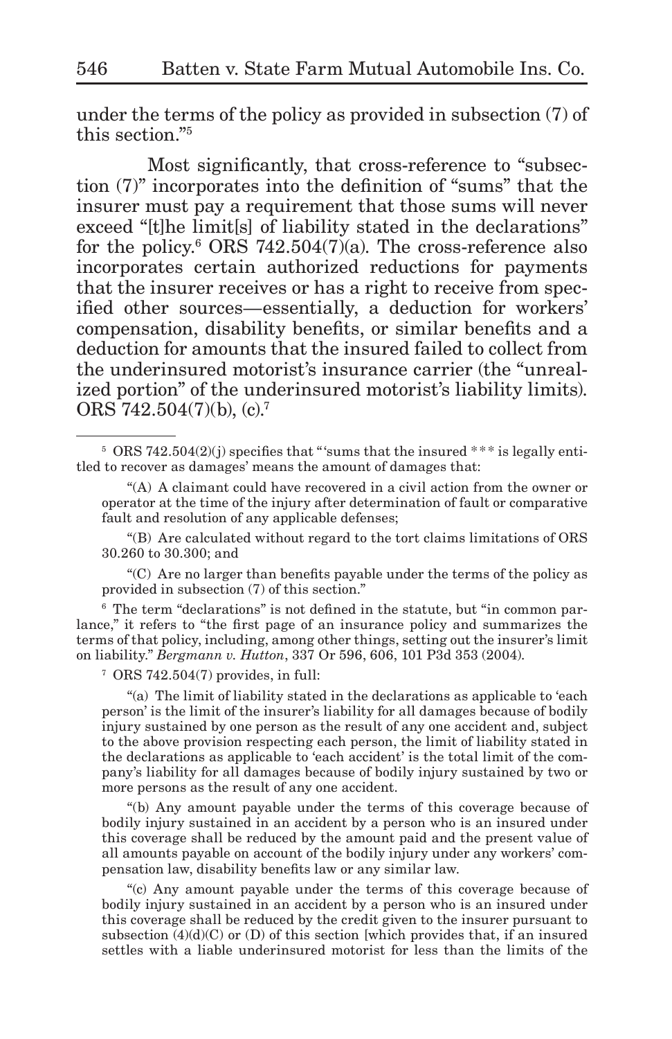under the terms of the policy as provided in subsection (7) of this section."[5]

Most significantly, that cross-reference to "subsection (7)" incorporates into the definition of "sums" that the insurer must pay a requirement that those sums will never exceed "[t]he limit[s] of liability stated in the declarations" for the policy.[6] ORS 742.504(7)(a). The cross-reference also incorporates certain authorized reductions for payments that the insurer receives or has a right to receive from specified other sources—essentially, a deduction for workers' compensation, disability benefits, or similar benefits and a deduction for amounts that the insured failed to collect from the underinsured motorist's insurance carrier (the "unrealized portion" of the underinsured motorist's liability limits). ORS 742.504(7)(b), (c).[7]

---

[5] ORS 742.504(2)(j) specifies that "'sums that the insured *** is legally entitled to recover as damages' means the amount of damages that:

"(A) A claimant could have recovered in a civil action from the owner or operator at the time of the injury after determination of fault or comparative fault and resolution of any applicable defenses;

"(B) Are calculated without regard to the tort claims limitations of ORS 30.260 to 30.300; and

"(C) Are no larger than benefits payable under the terms of the policy as provided in subsection (7) of this section."

[6] The term "declarations" is not defined in the statute, but "in common parlance," it refers to "the first page of an insurance policy and summarizes the terms of that policy, including, among other things, setting out the insurer's limit on liability." *Bergmann v. Hutton*, 337 Or 596, 606, 101 P3d 353 (2004).

[7] ORS 742.504(7) provides, in full:

"(a) The limit of liability stated in the declarations as applicable to 'each person' is the limit of the insurer's liability for all damages because of bodily injury sustained by one person as the result of any one accident and, subject to the above provision respecting each person, the limit of liability stated in the declarations as applicable to 'each accident' is the total limit of the company's liability for all damages because of bodily injury sustained by two or more persons as the result of any one accident.

"(b) Any amount payable under the terms of this coverage because of bodily injury sustained in an accident by a person who is an insured under this coverage shall be reduced by the amount paid and the present value of all amounts payable on account of the bodily injury under any workers' compensation law, disability benefits law or any similar law.

"(c) Any amount payable under the terms of this coverage because of bodily injury sustained in an accident by a person who is an insured under this coverage shall be reduced by the credit given to the insurer pursuant to subsection (4)(d)(C) or (D) of this section [which provides that, if an insured settles with a liable underinsured motorist for less than the limits of the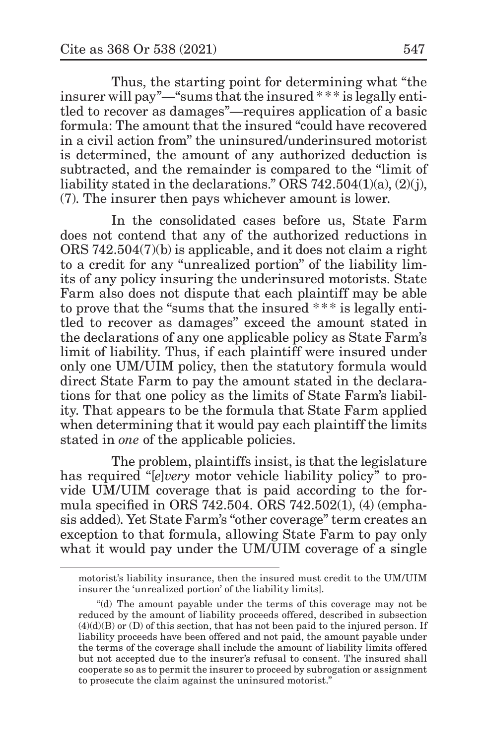Thus, the starting point for determining what "the insurer will pay"—"sums that the insured *** is legally entitled to recover as damages"—requires application of a basic formula: The amount that the insured "could have recovered in a civil action from" the uninsured/underinsured motorist is determined, the amount of any authorized deduction is subtracted, and the remainder is compared to the "limit of liability stated in the declarations." ORS 742.504(1)(a), (2)(j), (7). The insurer then pays whichever amount is lower.

In the consolidated cases before us, State Farm does not contend that any of the authorized reductions in ORS 742.504(7)(b) is applicable, and it does not claim a right to a credit for any "unrealized portion" of the liability limits of any policy insuring the underinsured motorists. State Farm also does not dispute that each plaintiff may be able to prove that the "sums that the insured *** is legally entitled to recover as damages" exceed the amount stated in the declarations of any one applicable policy as State Farm's limit of liability. Thus, if each plaintiff were insured under only one UM/UIM policy, then the statutory formula would direct State Farm to pay the amount stated in the declarations for that one policy as the limits of State Farm's liability. That appears to be the formula that State Farm applied when determining that it would pay each plaintiff the limits stated in *one* of the applicable policies.

The problem, plaintiffs insist, is that the legislature has required "[*e*]*very* motor vehicle liability policy" to provide UM/UIM coverage that is paid according to the formula specified in ORS 742.504. ORS 742.502(1), (4) (emphasis added). Yet State Farm's "other coverage" term creates an exception to that formula, allowing State Farm to pay only what it would pay under the UM/UIM coverage of a single

---

motorist's liability insurance, then the insured must credit to the UM/UIM insurer the 'unrealized portion' of the liability limits].

"(d) The amount payable under the terms of this coverage may not be reduced by the amount of liability proceeds offered, described in subsection (4)(d)(B) or (D) of this section, that has not been paid to the injured person. If liability proceeds have been offered and not paid, the amount payable under the terms of the coverage shall include the amount of liability limits offered but not accepted due to the insurer's refusal to consent. The insured shall cooperate so as to permit the insurer to proceed by subrogation or assignment to prosecute the claim against the uninsured motorist."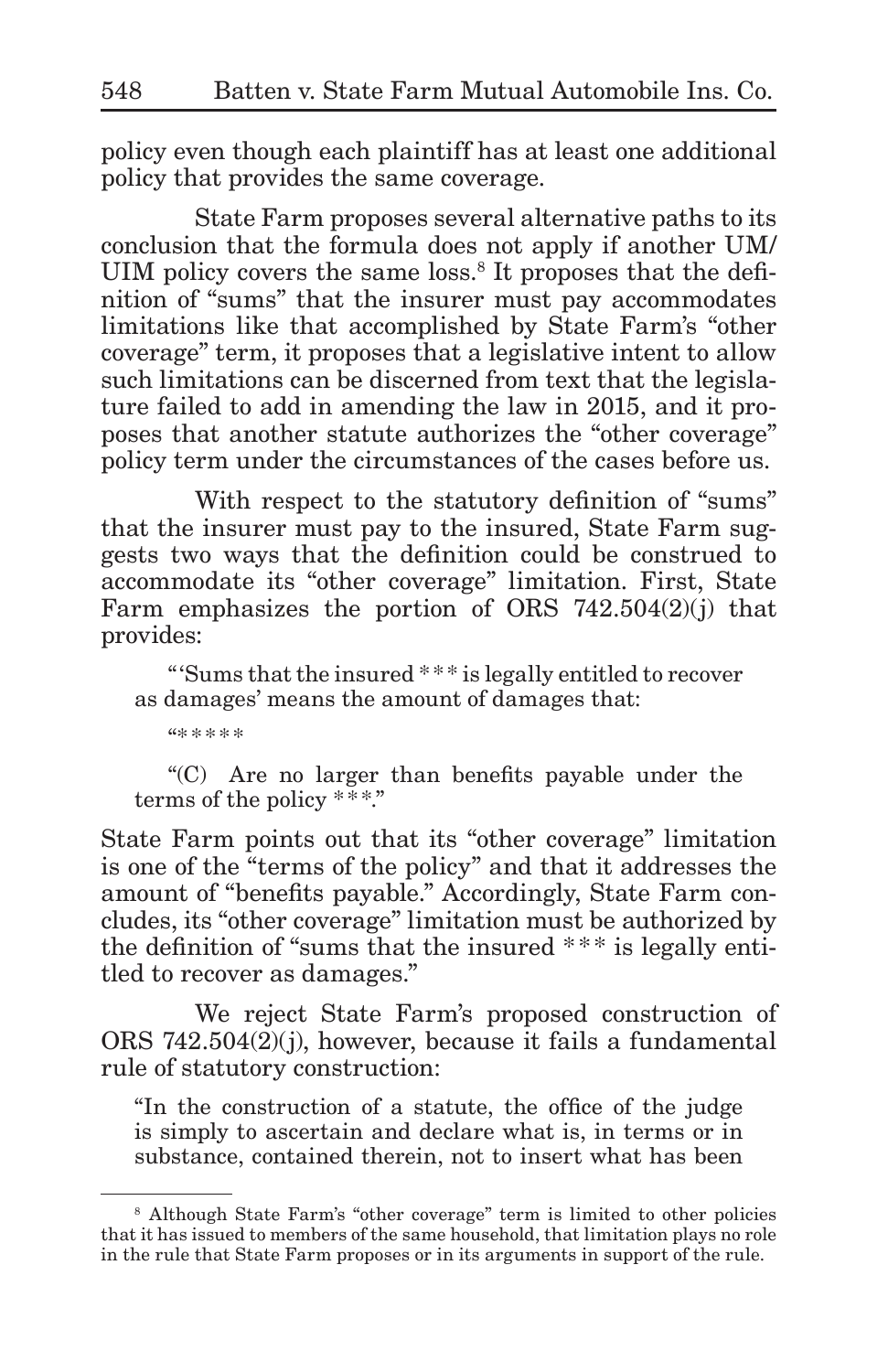policy even though each plaintiff has at least one additional policy that provides the same coverage.

State Farm proposes several alternative paths to its conclusion that the formula does not apply if another UM/UIM policy covers the same loss.[8] It proposes that the definition of "sums" that the insurer must pay accommodates limitations like that accomplished by State Farm's "other coverage" term, it proposes that a legislative intent to allow such limitations can be discerned from text that the legislature failed to add in amending the law in 2015, and it proposes that another statute authorizes the "other coverage" policy term under the circumstances of the cases before us.

With respect to the statutory definition of "sums" that the insurer must pay to the insured, State Farm suggests two ways that the definition could be construed to accommodate its "other coverage" limitation. First, State Farm emphasizes the portion of ORS 742.504(2)(j) that provides:

> "'Sums that the insured *** is legally entitled to recover as damages' means the amount of damages that:
>
> "*****
>
> "(C) Are no larger than benefits payable under the terms of the policy ***."

State Farm points out that its "other coverage" limitation is one of the "terms of the policy" and that it addresses the amount of "benefits payable." Accordingly, State Farm concludes, its "other coverage" limitation must be authorized by the definition of "sums that the insured *** is legally entitled to recover as damages."

We reject State Farm's proposed construction of ORS 742.504(2)(j), however, because it fails a fundamental rule of statutory construction:

> "In the construction of a statute, the office of the judge is simply to ascertain and declare what is, in terms or in substance, contained therein, not to insert what has been

---

[8] Although State Farm's "other coverage" term is limited to other policies that it has issued to members of the same household, that limitation plays no role in the rule that State Farm proposes or in its arguments in support of the rule.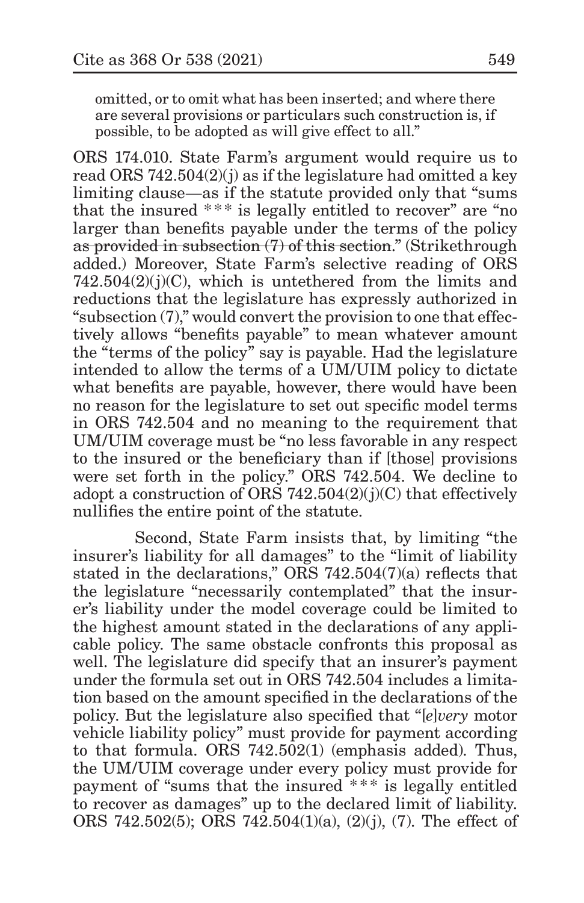omitted, or to omit what has been inserted; and where there are several provisions or particulars such construction is, if possible, to be adopted as will give effect to all."

ORS 174.010. State Farm's argument would require us to read ORS 742.504(2)(j) as if the legislature had omitted a key limiting clause—as if the statute provided only that "sums that the insured *** is legally entitled to recover" are "no larger than benefits payable under the terms of the policy ~~as provided in subsection (7) of this section~~." (Strikethrough added.) Moreover, State Farm's selective reading of ORS 742.504(2)(j)(C), which is untethered from the limits and reductions that the legislature has expressly authorized in "subsection (7)," would convert the provision to one that effectively allows "benefits payable" to mean whatever amount the "terms of the policy" say is payable. Had the legislature intended to allow the terms of a UM/UIM policy to dictate what benefits are payable, however, there would have been no reason for the legislature to set out specific model terms in ORS 742.504 and no meaning to the requirement that UM/UIM coverage must be "no less favorable in any respect to the insured or the beneficiary than if [those] provisions were set forth in the policy." ORS 742.504. We decline to adopt a construction of ORS 742.504(2)(j)(C) that effectively nullifies the entire point of the statute.

Second, State Farm insists that, by limiting "the insurer's liability for all damages" to the "limit of liability stated in the declarations," ORS 742.504(7)(a) reflects that the legislature "necessarily contemplated" that the insurer's liability under the model coverage could be limited to the highest amount stated in the declarations of any applicable policy. The same obstacle confronts this proposal as well. The legislature did specify that an insurer's payment under the formula set out in ORS 742.504 includes a limitation based on the amount specified in the declarations of the policy. But the legislature also specified that "[*e*]*very* motor vehicle liability policy" must provide for payment according to that formula. ORS 742.502(1) (emphasis added). Thus, the UM/UIM coverage under every policy must provide for payment of "sums that the insured *** is legally entitled to recover as damages" up to the declared limit of liability. ORS 742.502(5); ORS 742.504(1)(a), (2)(j), (7). The effect of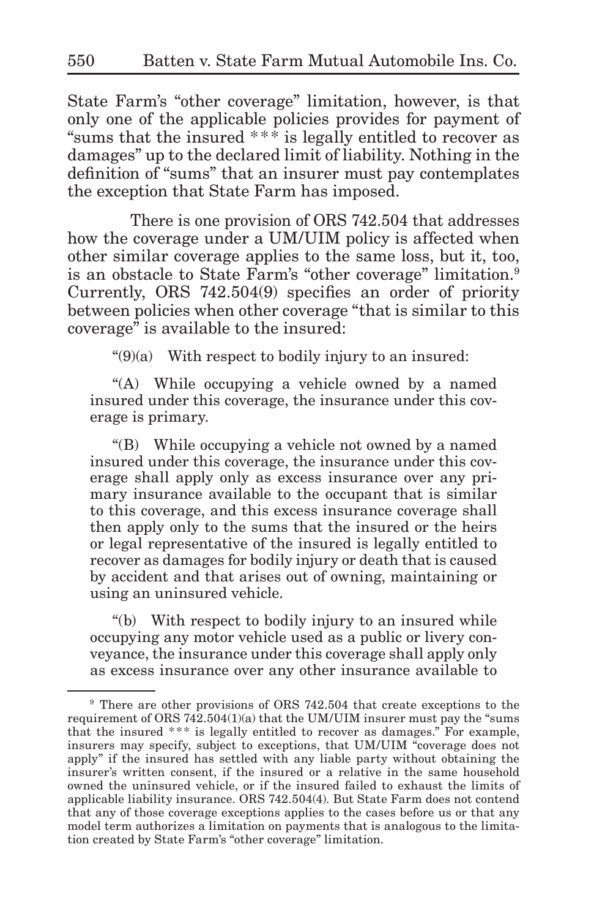State Farm's "other coverage" limitation, however, is that only one of the applicable policies provides for payment of "sums that the insured *** is legally entitled to recover as damages" up to the declared limit of liability. Nothing in the definition of "sums" that an insurer must pay contemplates the exception that State Farm has imposed.

There is one provision of ORS 742.504 that addresses how the coverage under a UM/UIM policy is affected when other similar coverage applies to the same loss, but it, too, is an obstacle to State Farm's "other coverage" limitation.[9] Currently, ORS 742.504(9) specifies an order of priority between policies when other coverage "that is similar to this coverage" is available to the insured:

> "(9)(a) With respect to bodily injury to an insured:
>
> "(A) While occupying a vehicle owned by a named insured under this coverage, the insurance under this coverage is primary.
>
> "(B) While occupying a vehicle not owned by a named insured under this coverage, the insurance under this coverage shall apply only as excess insurance over any primary insurance available to the occupant that is similar to this coverage, and this excess insurance coverage shall then apply only to the sums that the insured or the heirs or legal representative of the insured is legally entitled to recover as damages for bodily injury or death that is caused by accident and that arises out of owning, maintaining or using an uninsured vehicle.
>
> "(b) With respect to bodily injury to an insured while occupying any motor vehicle used as a public or livery conveyance, the insurance under this coverage shall apply only as excess insurance over any other insurance available to

---

[9] There are other provisions of ORS 742.504 that create exceptions to the requirement of ORS 742.504(1)(a) that the UM/UIM insurer must pay the "sums that the insured *** is legally entitled to recover as damages." For example, insurers may specify, subject to exceptions, that UM/UIM "coverage does not apply" if the insured has settled with any liable party without obtaining the insurer's written consent, if the insured or a relative in the same household owned the uninsured vehicle, or if the insured failed to exhaust the limits of applicable liability insurance. ORS 742.504(4). But State Farm does not contend that any of those coverage exceptions applies to the cases before us or that any model term authorizes a limitation on payments that is analogous to the limitation created by State Farm's "other coverage" limitation.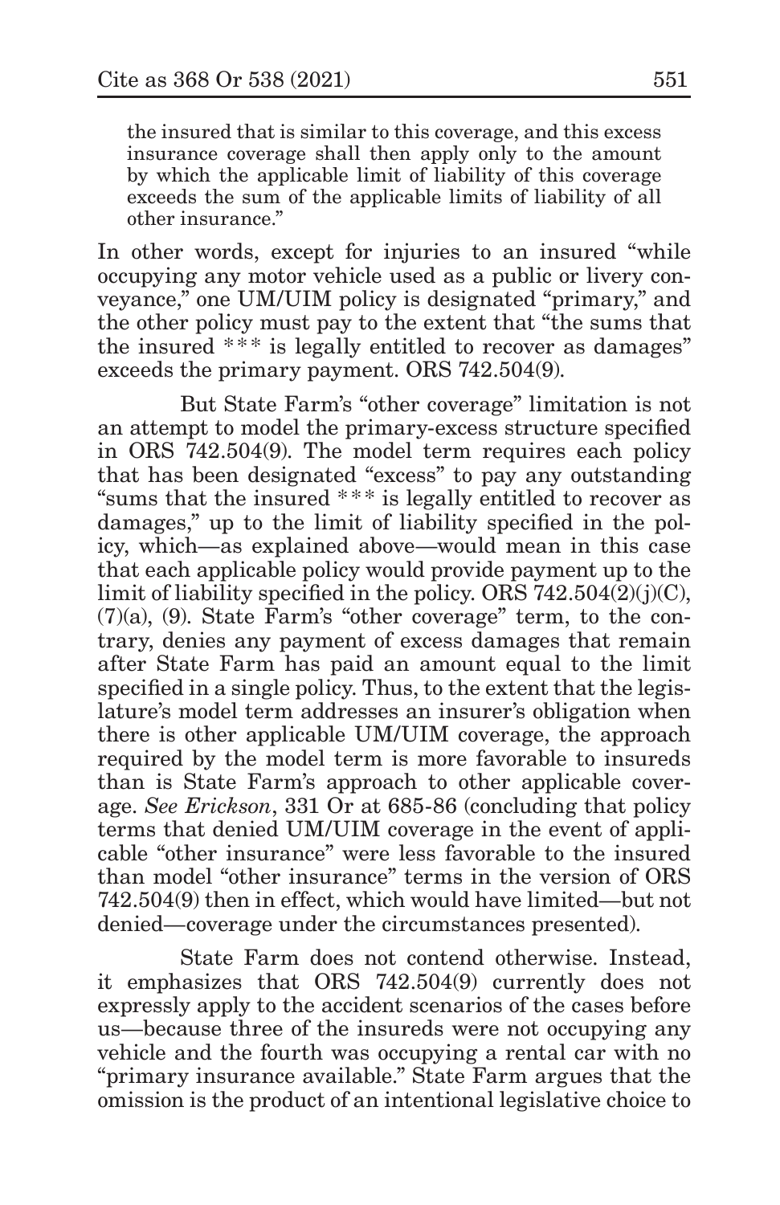> the insured that is similar to this coverage, and this excess insurance coverage shall then apply only to the amount by which the applicable limit of liability of this coverage exceeds the sum of the applicable limits of liability of all other insurance."

In other words, except for injuries to an insured "while occupying any motor vehicle used as a public or livery conveyance," one UM/UIM policy is designated "primary," and the other policy must pay to the extent that "the sums that the insured *** is legally entitled to recover as damages" exceeds the primary payment. ORS 742.504(9).

But State Farm's "other coverage" limitation is not an attempt to model the primary-excess structure specified in ORS 742.504(9). The model term requires each policy that has been designated "excess" to pay any outstanding "sums that the insured *** is legally entitled to recover as damages," up to the limit of liability specified in the policy, which—as explained above—would mean in this case that each applicable policy would provide payment up to the limit of liability specified in the policy. ORS 742.504(2)(j)(C), (7)(a), (9). State Farm's "other coverage" term, to the contrary, denies any payment of excess damages that remain after State Farm has paid an amount equal to the limit specified in a single policy. Thus, to the extent that the legislature's model term addresses an insurer's obligation when there is other applicable UM/UIM coverage, the approach required by the model term is more favorable to insureds than is State Farm's approach to other applicable coverage. *See Erickson*, 331 Or at 685-86 (concluding that policy terms that denied UM/UIM coverage in the event of applicable "other insurance" were less favorable to the insured than model "other insurance" terms in the version of ORS 742.504(9) then in effect, which would have limited—but not denied—coverage under the circumstances presented).

State Farm does not contend otherwise. Instead, it emphasizes that ORS 742.504(9) currently does not expressly apply to the accident scenarios of the cases before us—because three of the insureds were not occupying any vehicle and the fourth was occupying a rental car with no "primary insurance available." State Farm argues that the omission is the product of an intentional legislative choice to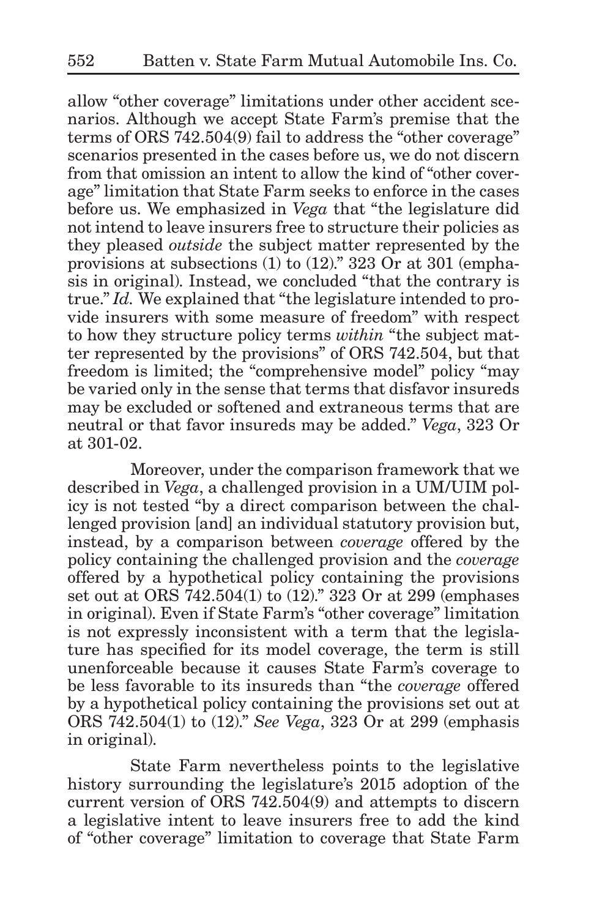allow "other coverage" limitations under other accident scenarios. Although we accept State Farm's premise that the terms of ORS 742.504(9) fail to address the "other coverage" scenarios presented in the cases before us, we do not discern from that omission an intent to allow the kind of "other coverage" limitation that State Farm seeks to enforce in the cases before us. We emphasized in *Vega* that "the legislature did not intend to leave insurers free to structure their policies as they pleased *outside* the subject matter represented by the provisions at subsections (1) to (12)." 323 Or at 301 (emphasis in original). Instead, we concluded "that the contrary is true." *Id.* We explained that "the legislature intended to provide insurers with some measure of freedom" with respect to how they structure policy terms *within* "the subject matter represented by the provisions" of ORS 742.504, but that freedom is limited; the "comprehensive model" policy "may be varied only in the sense that terms that disfavor insureds may be excluded or softened and extraneous terms that are neutral or that favor insureds may be added." *Vega*, 323 Or at 301-02.

Moreover, under the comparison framework that we described in *Vega*, a challenged provision in a UM/UIM policy is not tested "by a direct comparison between the challenged provision [and] an individual statutory provision but, instead, by a comparison between *coverage* offered by the policy containing the challenged provision and the *coverage* offered by a hypothetical policy containing the provisions set out at ORS 742.504(1) to (12)." 323 Or at 299 (emphases in original). Even if State Farm's "other coverage" limitation is not expressly inconsistent with a term that the legislature has specified for its model coverage, the term is still unenforceable because it causes State Farm's coverage to be less favorable to its insureds than "the *coverage* offered by a hypothetical policy containing the provisions set out at ORS 742.504(1) to (12)." *See Vega*, 323 Or at 299 (emphasis in original).

State Farm nevertheless points to the legislative history surrounding the legislature's 2015 adoption of the current version of ORS 742.504(9) and attempts to discern a legislative intent to leave insurers free to add the kind of "other coverage" limitation to coverage that State Farm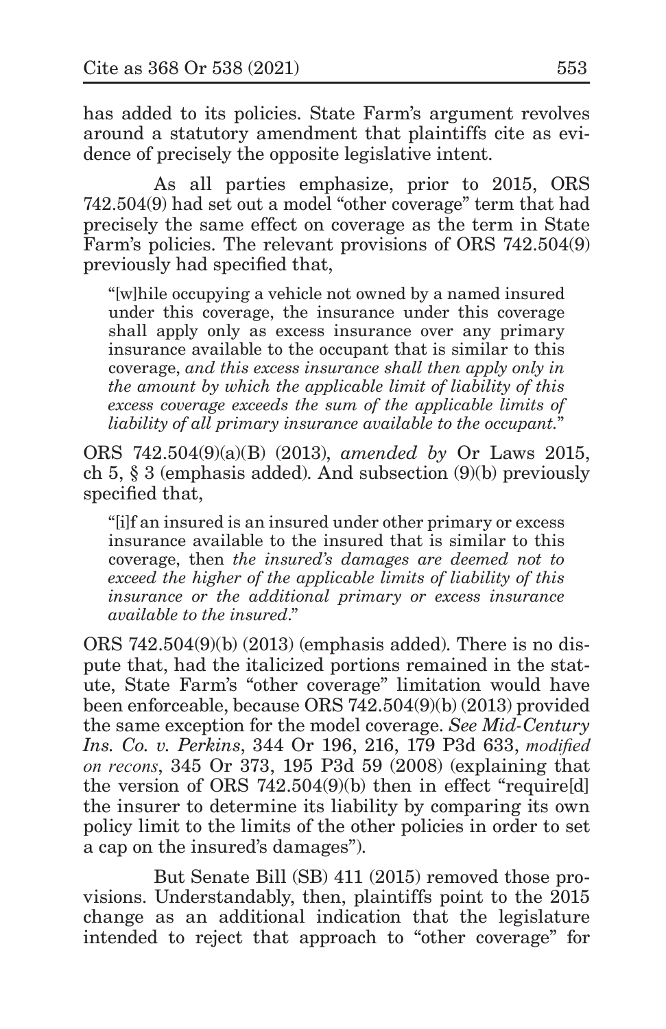has added to its policies. State Farm's argument revolves around a statutory amendment that plaintiffs cite as evidence of precisely the opposite legislative intent.

As all parties emphasize, prior to 2015, ORS 742.504(9) had set out a model "other coverage" term that had precisely the same effect on coverage as the term in State Farm's policies. The relevant provisions of ORS 742.504(9) previously had specified that,

> "[w]hile occupying a vehicle not owned by a named insured under this coverage, the insurance under this coverage shall apply only as excess insurance over any primary insurance available to the occupant that is similar to this coverage, *and this excess insurance shall then apply only in the amount by which the applicable limit of liability of this excess coverage exceeds the sum of the applicable limits of liability of all primary insurance available to the occupant.*"

ORS 742.504(9)(a)(B) (2013), *amended by* Or Laws 2015, ch 5, § 3 (emphasis added). And subsection (9)(b) previously specified that,

> "[i]f an insured is an insured under other primary or excess insurance available to the insured that is similar to this coverage, then *the insured's damages are deemed not to exceed the higher of the applicable limits of liability of this insurance or the additional primary or excess insurance available to the insured*."

ORS 742.504(9)(b) (2013) (emphasis added). There is no dispute that, had the italicized portions remained in the statute, State Farm's "other coverage" limitation would have been enforceable, because ORS 742.504(9)(b) (2013) provided the same exception for the model coverage. *See Mid-Century Ins. Co. v. Perkins*, 344 Or 196, 216, 179 P3d 633, *modified on recons*, 345 Or 373, 195 P3d 59 (2008) (explaining that the version of ORS 742.504(9)(b) then in effect "require[d] the insurer to determine its liability by comparing its own policy limit to the limits of the other policies in order to set a cap on the insured's damages").

But Senate Bill (SB) 411 (2015) removed those provisions. Understandably, then, plaintiffs point to the 2015 change as an additional indication that the legislature intended to reject that approach to "other coverage" for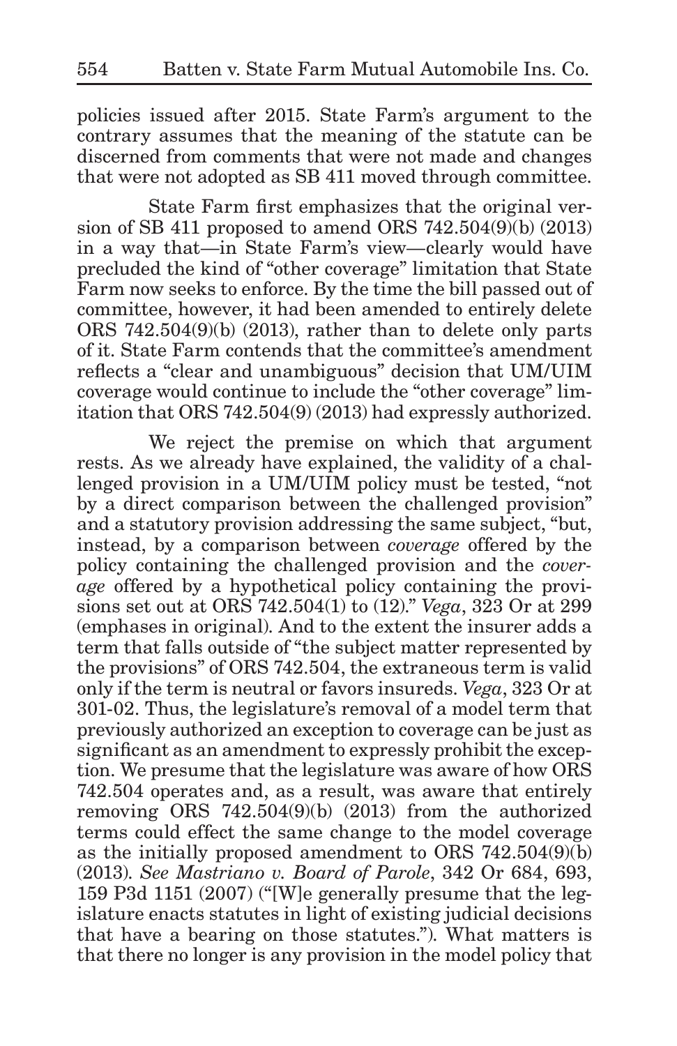policies issued after 2015. State Farm's argument to the contrary assumes that the meaning of the statute can be discerned from comments that were not made and changes that were not adopted as SB 411 moved through committee.

State Farm first emphasizes that the original version of SB 411 proposed to amend ORS 742.504(9)(b) (2013) in a way that—in State Farm's view—clearly would have precluded the kind of "other coverage" limitation that State Farm now seeks to enforce. By the time the bill passed out of committee, however, it had been amended to entirely delete ORS 742.504(9)(b) (2013), rather than to delete only parts of it. State Farm contends that the committee's amendment reflects a "clear and unambiguous" decision that UM/UIM coverage would continue to include the "other coverage" limitation that ORS 742.504(9) (2013) had expressly authorized.

We reject the premise on which that argument rests. As we already have explained, the validity of a challenged provision in a UM/UIM policy must be tested, "not by a direct comparison between the challenged provision" and a statutory provision addressing the same subject, "but, instead, by a comparison between *coverage* offered by the policy containing the challenged provision and the *coverage* offered by a hypothetical policy containing the provisions set out at ORS 742.504(1) to (12)." *Vega*, 323 Or at 299 (emphases in original). And to the extent the insurer adds a term that falls outside of "the subject matter represented by the provisions" of ORS 742.504, the extraneous term is valid only if the term is neutral or favors insureds. *Vega*, 323 Or at 301-02. Thus, the legislature's removal of a model term that previously authorized an exception to coverage can be just as significant as an amendment to expressly prohibit the exception. We presume that the legislature was aware of how ORS 742.504 operates and, as a result, was aware that entirely removing ORS 742.504(9)(b) (2013) from the authorized terms could effect the same change to the model coverage as the initially proposed amendment to ORS 742.504(9)(b) (2013). *See Mastriano v. Board of Parole*, 342 Or 684, 693, 159 P3d 1151 (2007) ("[W]e generally presume that the legislature enacts statutes in light of existing judicial decisions that have a bearing on those statutes."). What matters is that there no longer is any provision in the model policy that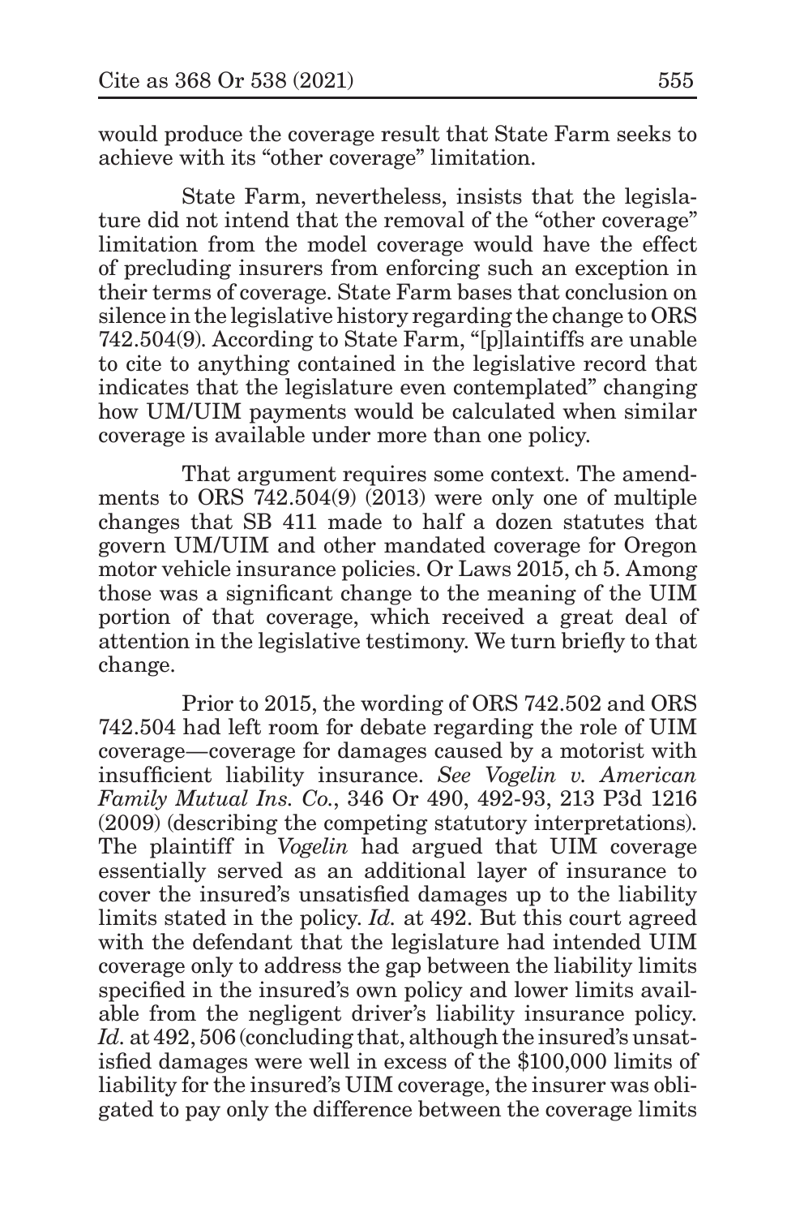would produce the coverage result that State Farm seeks to achieve with its "other coverage" limitation.

State Farm, nevertheless, insists that the legislature did not intend that the removal of the "other coverage" limitation from the model coverage would have the effect of precluding insurers from enforcing such an exception in their terms of coverage. State Farm bases that conclusion on silence in the legislative history regarding the change to ORS 742.504(9). According to State Farm, "[p]laintiffs are unable to cite to anything contained in the legislative record that indicates that the legislature even contemplated" changing how UM/UIM payments would be calculated when similar coverage is available under more than one policy.

That argument requires some context. The amendments to ORS 742.504(9) (2013) were only one of multiple changes that SB 411 made to half a dozen statutes that govern UM/UIM and other mandated coverage for Oregon motor vehicle insurance policies. Or Laws 2015, ch 5. Among those was a significant change to the meaning of the UIM portion of that coverage, which received a great deal of attention in the legislative testimony. We turn briefly to that change.

Prior to 2015, the wording of ORS 742.502 and ORS 742.504 had left room for debate regarding the role of UIM coverage—coverage for damages caused by a motorist with insufficient liability insurance. *See Vogelin v. American Family Mutual Ins. Co.*, 346 Or 490, 492-93, 213 P3d 1216 (2009) (describing the competing statutory interpretations). The plaintiff in *Vogelin* had argued that UIM coverage essentially served as an additional layer of insurance to cover the insured's unsatisfied damages up to the liability limits stated in the policy. *Id.* at 492. But this court agreed with the defendant that the legislature had intended UIM coverage only to address the gap between the liability limits specified in the insured's own policy and lower limits available from the negligent driver's liability insurance policy. *Id.* at 492, 506 (concluding that, although the insured's unsatisfied damages were well in excess of the $100,000 limits of liability for the insured's UIM coverage, the insurer was obligated to pay only the difference between the coverage limits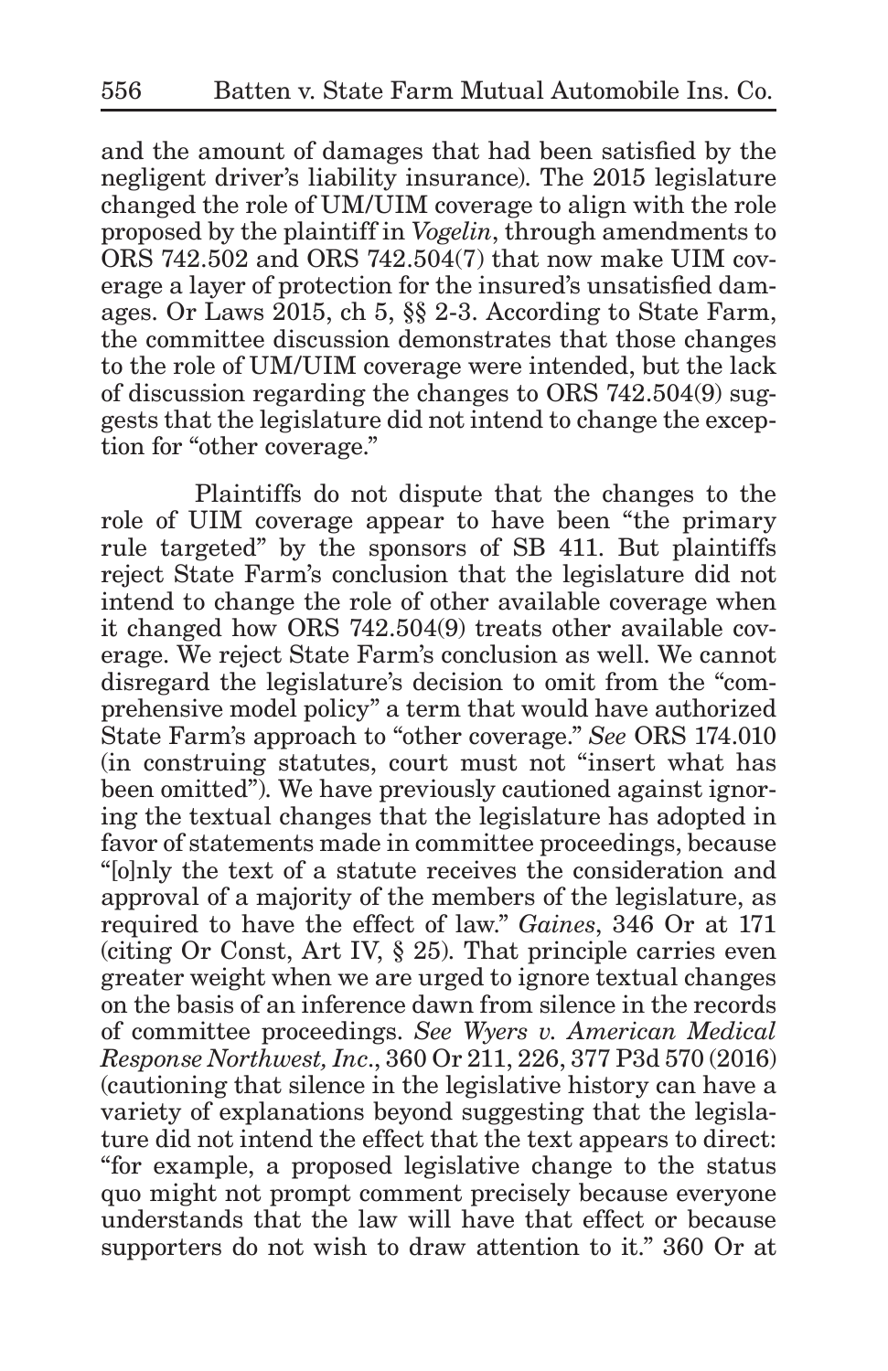and the amount of damages that had been satisfied by the negligent driver's liability insurance). The 2015 legislature changed the role of UM/UIM coverage to align with the role proposed by the plaintiff in *Vogelin*, through amendments to ORS 742.502 and ORS 742.504(7) that now make UIM coverage a layer of protection for the insured's unsatisfied damages. Or Laws 2015, ch 5, §§ 2-3. According to State Farm, the committee discussion demonstrates that those changes to the role of UM/UIM coverage were intended, but the lack of discussion regarding the changes to ORS 742.504(9) suggests that the legislature did not intend to change the exception for "other coverage."

Plaintiffs do not dispute that the changes to the role of UIM coverage appear to have been "the primary rule targeted" by the sponsors of SB 411. But plaintiffs reject State Farm's conclusion that the legislature did not intend to change the role of other available coverage when it changed how ORS 742.504(9) treats other available coverage. We reject State Farm's conclusion as well. We cannot disregard the legislature's decision to omit from the "comprehensive model policy" a term that would have authorized State Farm's approach to "other coverage." *See* ORS 174.010 (in construing statutes, court must not "insert what has been omitted"). We have previously cautioned against ignoring the textual changes that the legislature has adopted in favor of statements made in committee proceedings, because "[o]nly the text of a statute receives the consideration and approval of a majority of the members of the legislature, as required to have the effect of law." *Gaines*, 346 Or at 171 (citing Or Const, Art IV, § 25). That principle carries even greater weight when we are urged to ignore textual changes on the basis of an inference dawn from silence in the records of committee proceedings. *See Wyers v. American Medical Response Northwest, Inc.*, 360 Or 211, 226, 377 P3d 570 (2016) (cautioning that silence in the legislative history can have a variety of explanations beyond suggesting that the legislature did not intend the effect that the text appears to direct: "for example, a proposed legislative change to the status quo might not prompt comment precisely because everyone understands that the law will have that effect or because supporters do not wish to draw attention to it." 360 Or at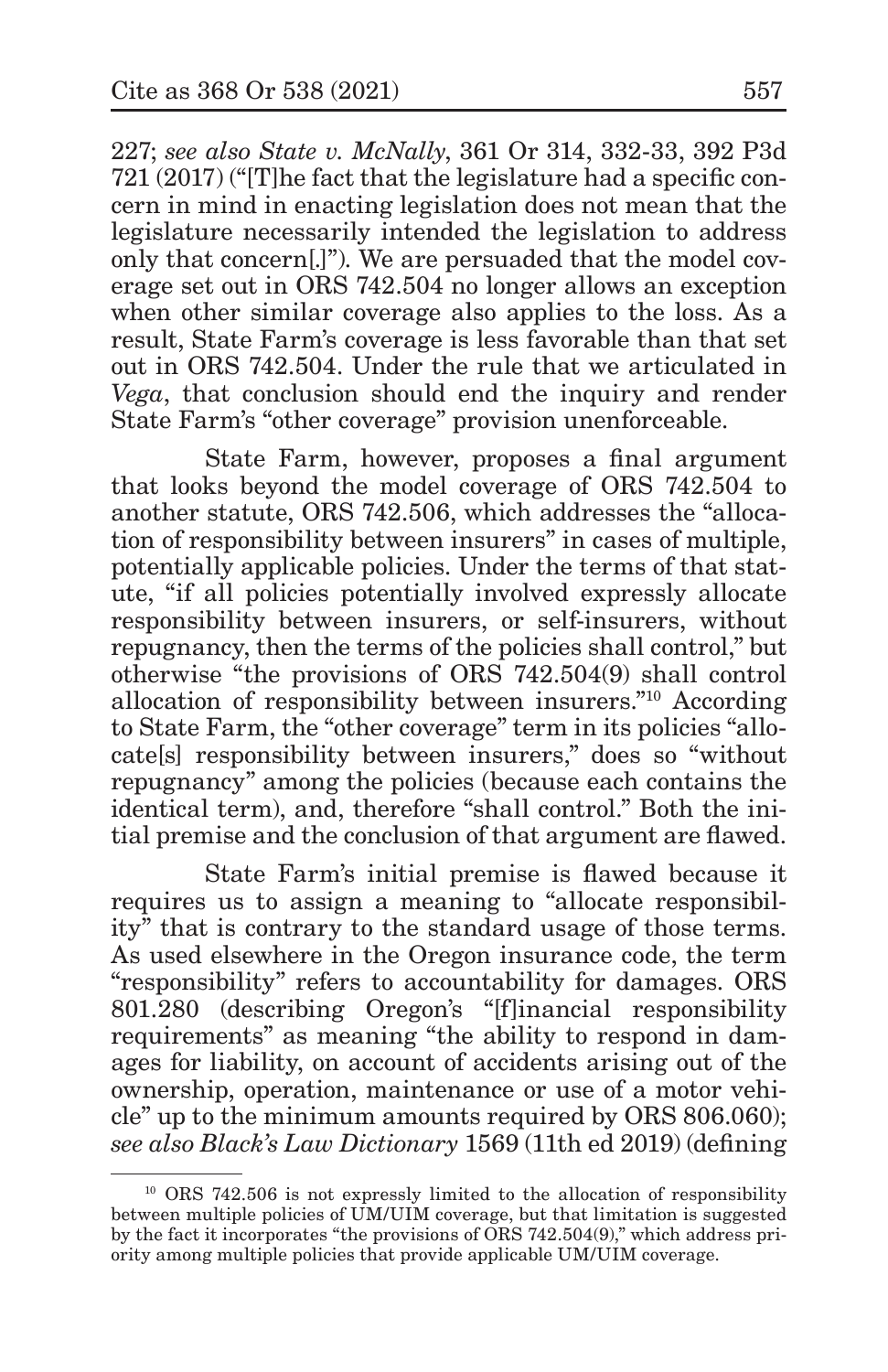227; *see also State v. McNally*, 361 Or 314, 332-33, 392 P3d 721 (2017) ("[T]he fact that the legislature had a specific concern in mind in enacting legislation does not mean that the legislature necessarily intended the legislation to address only that concern[.]"). We are persuaded that the model coverage set out in ORS 742.504 no longer allows an exception when other similar coverage also applies to the loss. As a result, State Farm's coverage is less favorable than that set out in ORS 742.504. Under the rule that we articulated in *Vega*, that conclusion should end the inquiry and render State Farm's "other coverage" provision unenforceable.

State Farm, however, proposes a final argument that looks beyond the model coverage of ORS 742.504 to another statute, ORS 742.506, which addresses the "allocation of responsibility between insurers" in cases of multiple, potentially applicable policies. Under the terms of that statute, "if all policies potentially involved expressly allocate responsibility between insurers, or self-insurers, without repugnancy, then the terms of the policies shall control," but otherwise "the provisions of ORS 742.504(9) shall control allocation of responsibility between insurers."[10] According to State Farm, the "other coverage" term in its policies "allocate[s] responsibility between insurers," does so "without repugnancy" among the policies (because each contains the identical term), and, therefore "shall control." Both the initial premise and the conclusion of that argument are flawed.

State Farm's initial premise is flawed because it requires us to assign a meaning to "allocate responsibility" that is contrary to the standard usage of those terms. As used elsewhere in the Oregon insurance code, the term "responsibility" refers to accountability for damages. ORS 801.280 (describing Oregon's "[f]inancial responsibility requirements" as meaning "the ability to respond in damages for liability, on account of accidents arising out of the ownership, operation, maintenance or use of a motor vehicle" up to the minimum amounts required by ORS 806.060); *see also Black's Law Dictionary* 1569 (11th ed 2019) (defining

---

[10] ORS 742.506 is not expressly limited to the allocation of responsibility between multiple policies of UM/UIM coverage, but that limitation is suggested by the fact it incorporates "the provisions of ORS 742.504(9)," which address priority among multiple policies that provide applicable UM/UIM coverage.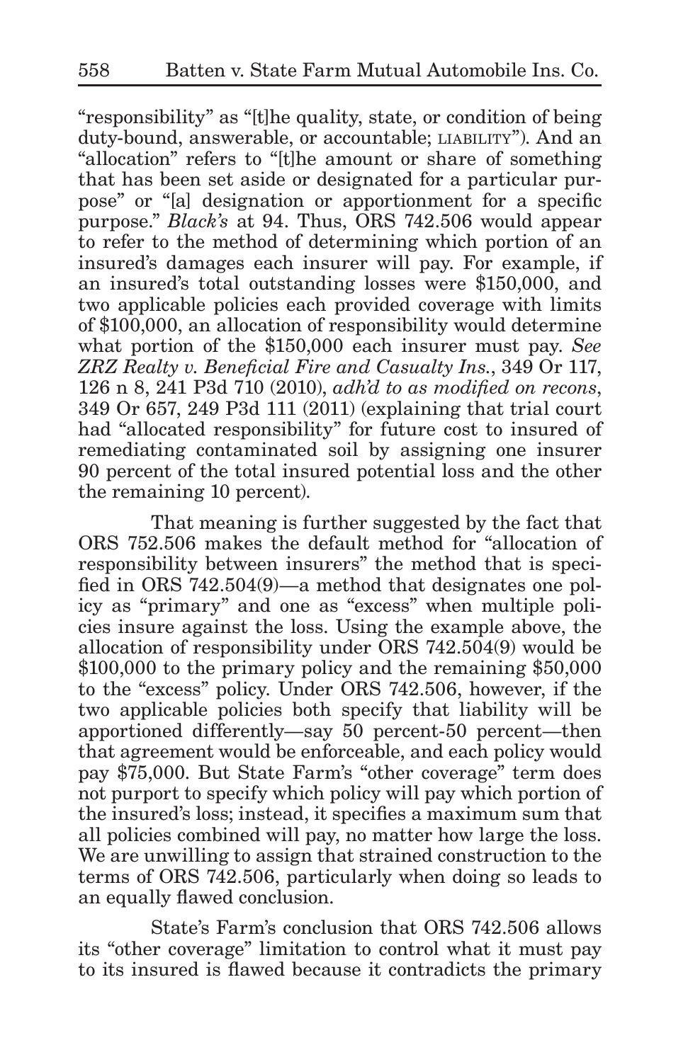"responsibility" as "[t]he quality, state, or condition of being duty-bound, answerable, or accountable; LIABILITY"). And an "allocation" refers to "[t]he amount or share of something that has been set aside or designated for a particular purpose" or "[a] designation or apportionment for a specific purpose." *Black's* at 94. Thus, ORS 742.506 would appear to refer to the method of determining which portion of an insured's damages each insurer will pay. For example, if an insured's total outstanding losses were $150,000, and two applicable policies each provided coverage with limits of $100,000, an allocation of responsibility would determine what portion of the $150,000 each insurer must pay. *See ZRZ Realty v. Beneficial Fire and Casualty Ins.*, 349 Or 117, 126 n 8, 241 P3d 710 (2010), *adh'd to as modified on recons*, 349 Or 657, 249 P3d 111 (2011) (explaining that trial court had "allocated responsibility" for future cost to insured of remediating contaminated soil by assigning one insurer 90 percent of the total insured potential loss and the other the remaining 10 percent).

That meaning is further suggested by the fact that ORS 752.506 makes the default method for "allocation of responsibility between insurers" the method that is specified in ORS 742.504(9)—a method that designates one policy as "primary" and one as "excess" when multiple policies insure against the loss. Using the example above, the allocation of responsibility under ORS 742.504(9) would be $100,000 to the primary policy and the remaining $50,000 to the "excess" policy. Under ORS 742.506, however, if the two applicable policies both specify that liability will be apportioned differently—say 50 percent-50 percent—then that agreement would be enforceable, and each policy would pay $75,000. But State Farm's "other coverage" term does not purport to specify which policy will pay which portion of the insured's loss; instead, it specifies a maximum sum that all policies combined will pay, no matter how large the loss. We are unwilling to assign that strained construction to the terms of ORS 742.506, particularly when doing so leads to an equally flawed conclusion.

State's Farm's conclusion that ORS 742.506 allows its "other coverage" limitation to control what it must pay to its insured is flawed because it contradicts the primary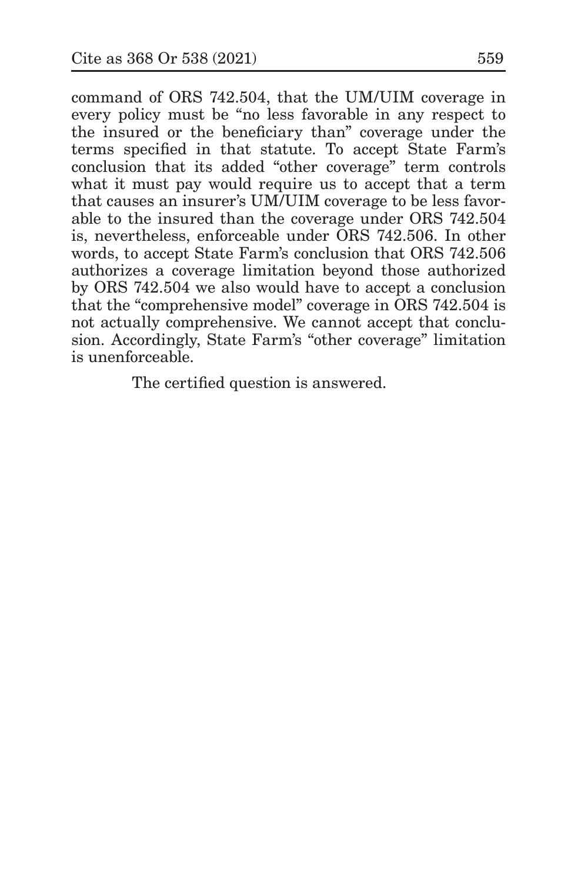command of ORS 742.504, that the UM/UIM coverage in every policy must be "no less favorable in any respect to the insured or the beneficiary than" coverage under the terms specified in that statute. To accept State Farm's conclusion that its added "other coverage" term controls what it must pay would require us to accept that a term that causes an insurer's UM/UIM coverage to be less favorable to the insured than the coverage under ORS 742.504 is, nevertheless, enforceable under ORS 742.506. In other words, to accept State Farm's conclusion that ORS 742.506 authorizes a coverage limitation beyond those authorized by ORS 742.504 we also would have to accept a conclusion that the "comprehensive model" coverage in ORS 742.504 is not actually comprehensive. We cannot accept that conclusion. Accordingly, State Farm's "other coverage" limitation is unenforceable.

The certified question is answered.